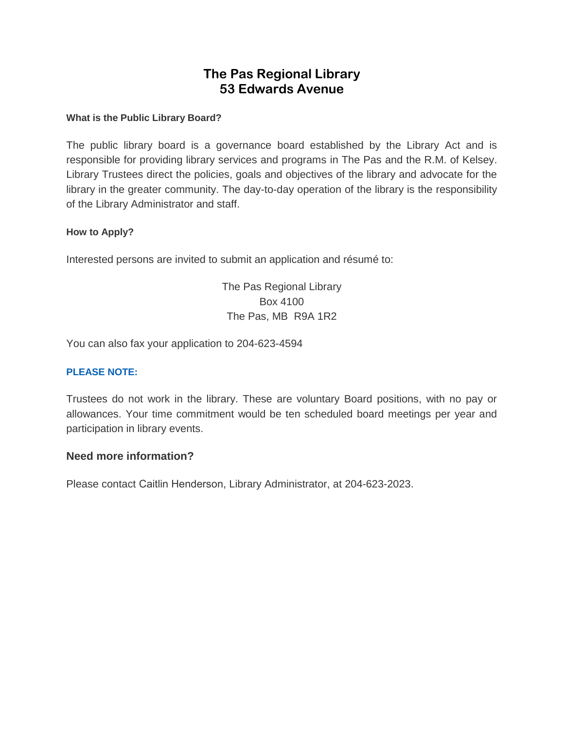# The Pas Regional Library
# 53 Edwards Avenue

**What is the Public Library Board?**

The public library board is a governance board established by the Library Act and is responsible for providing library services and programs in The Pas and the R.M. of Kelsey. Library Trustees direct the policies, goals and objectives of the library and advocate for the library in the greater community. The day-to-day operation of the library is the responsibility of the Library Administrator and staff.

**How to Apply?**

Interested persons are invited to submit an application and résumé to:

The Pas Regional Library
Box 4100
The Pas, MB R9A 1R2

You can also fax your application to 204-623-4594

**PLEASE NOTE:**

Trustees do not work in the library. These are voluntary Board positions, with no pay or allowances. Your time commitment would be ten scheduled board meetings per year and participation in library events.

### Need more information?

Please contact Caitlin Henderson, Library Administrator, at 204-623-2023.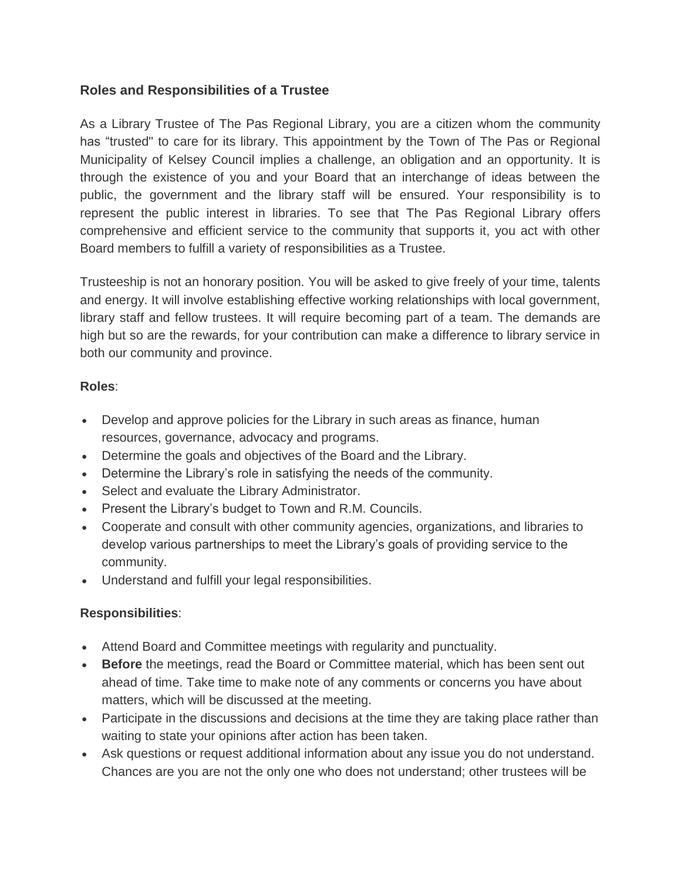**Roles and Responsibilities of a Trustee**

As a Library Trustee of The Pas Regional Library, you are a citizen whom the community has "trusted" to care for its library. This appointment by the Town of The Pas or Regional Municipality of Kelsey Council implies a challenge, an obligation and an opportunity. It is through the existence of you and your Board that an interchange of ideas between the public, the government and the library staff will be ensured. Your responsibility is to represent the public interest in libraries. To see that The Pas Regional Library offers comprehensive and efficient service to the community that supports it, you act with other Board members to fulfill a variety of responsibilities as a Trustee.

Trusteeship is not an honorary position. You will be asked to give freely of your time, talents and energy. It will involve establishing effective working relationships with local government, library staff and fellow trustees. It will require becoming part of a team. The demands are high but so are the rewards, for your contribution can make a difference to library service in both our community and province.

**Roles**:

- Develop and approve policies for the Library in such areas as finance, human resources, governance, advocacy and programs.
- Determine the goals and objectives of the Board and the Library.
- Determine the Library's role in satisfying the needs of the community.
- Select and evaluate the Library Administrator.
- Present the Library's budget to Town and R.M. Councils.
- Cooperate and consult with other community agencies, organizations, and libraries to develop various partnerships to meet the Library's goals of providing service to the community.
- Understand and fulfill your legal responsibilities.

**Responsibilities**:

- Attend Board and Committee meetings with regularity and punctuality.
- **Before** the meetings, read the Board or Committee material, which has been sent out ahead of time. Take time to make note of any comments or concerns you have about matters, which will be discussed at the meeting.
- Participate in the discussions and decisions at the time they are taking place rather than waiting to state your opinions after action has been taken.
- Ask questions or request additional information about any issue you do not understand. Chances are you are not the only one who does not understand; other trustees will be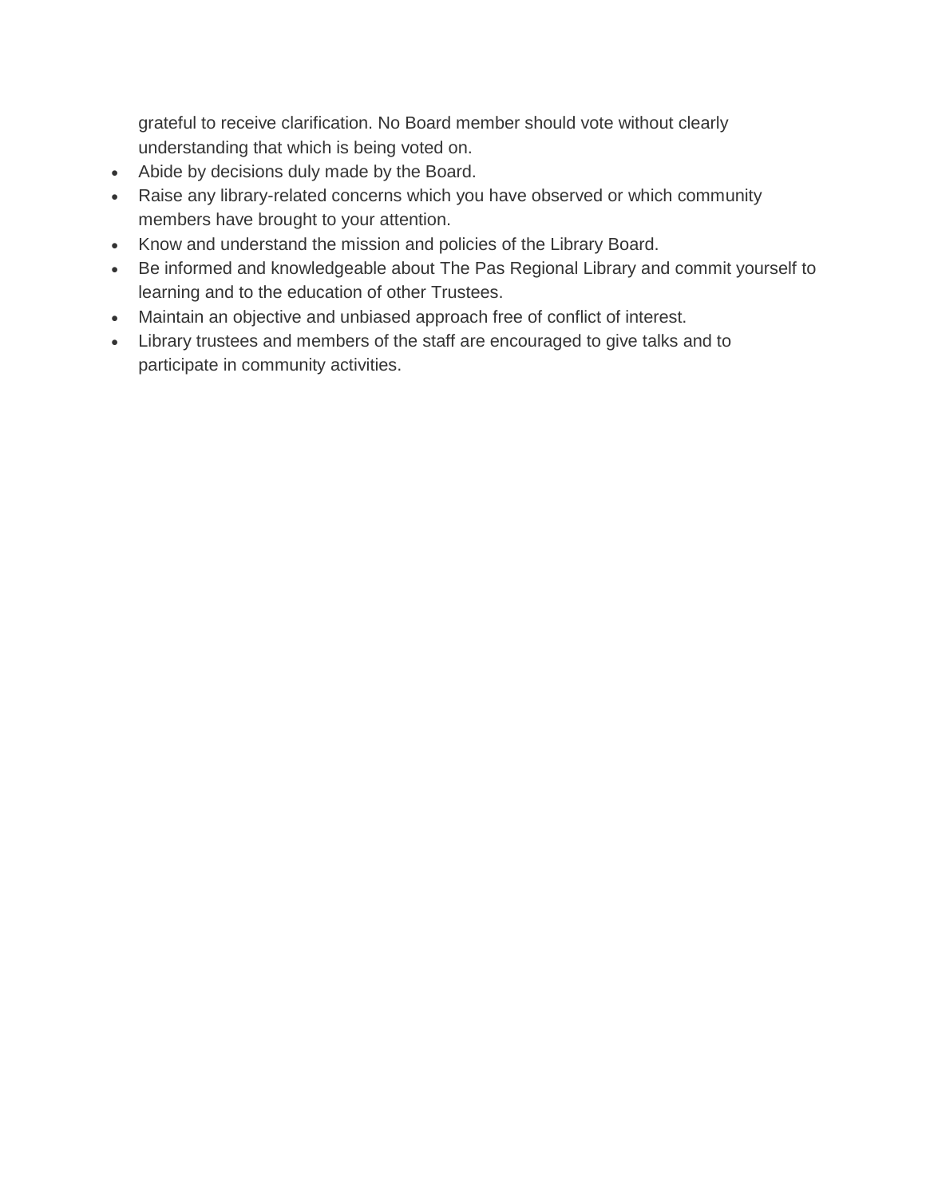grateful to receive clarification. No Board member should vote without clearly understanding that which is being voted on.

- Abide by decisions duly made by the Board.
- Raise any library-related concerns which you have observed or which community members have brought to your attention.
- Know and understand the mission and policies of the Library Board.
- Be informed and knowledgeable about The Pas Regional Library and commit yourself to learning and to the education of other Trustees.
- Maintain an objective and unbiased approach free of conflict of interest.
- Library trustees and members of the staff are encouraged to give talks and to participate in community activities.